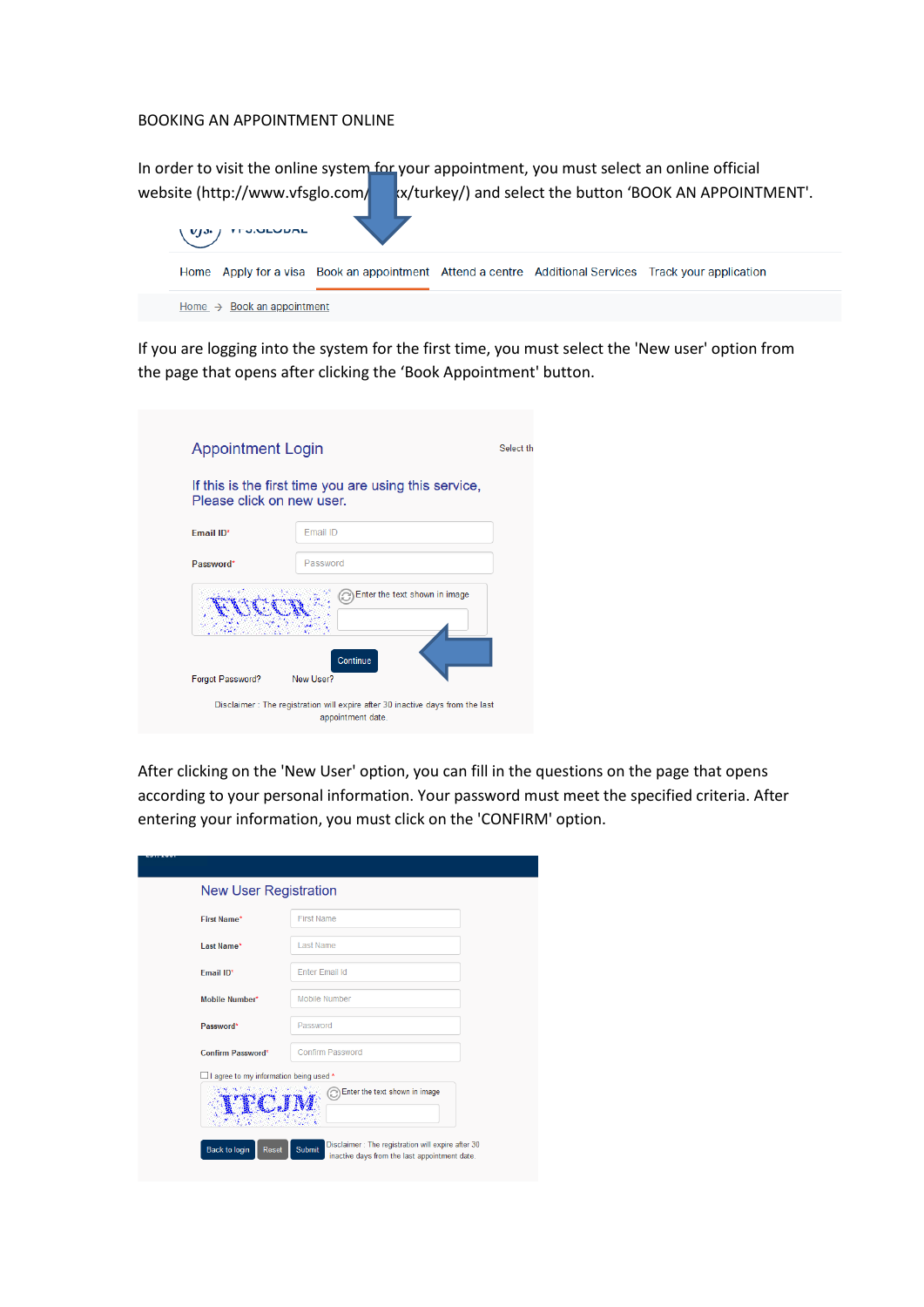BOOKING AN APPOINTMENT ONLINE

In order to visit the online system for your appointment, you must select an online official website (http://www.vfsglo.com/xx/turkey/) and select the button 'BOOK AN APPOINTMENT'.

If you are logging into the system for the first time, you must select the 'New user' option from the page that opens after clicking the 'Book Appointment' button.

After clicking on the 'New User' option, you can fill in the questions on the page that opens according to your personal information. Your password must meet the specified criteria. After entering your information, you must click on the 'CONFIRM' option.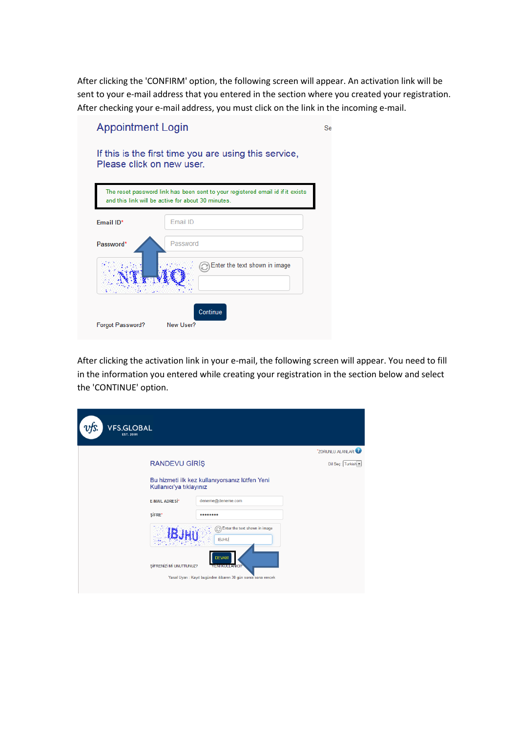After clicking the 'CONFIRM' option, the following screen will appear. An activation link will be sent to your e-mail address that you entered in the section where you created your registration. After checking your e-mail address, you must click on the link in the incoming e-mail.

Appointment Login

If this is the first time you are using this service, Please click on new user.

The reset password link has been sent to your registered email id if it exists and this link will be active for about 30 minutes.

Email ID* Email ID

Password* Password

Enter the text shown in image

Continue

Forgot Password? New User?

After clicking the activation link in your e-mail, the following screen will appear. You need to fill in the information you entered while creating your registration in the section below and select the 'CONTINUE' option.

VFS.GLOBAL EST. 2001

*ZORUNLU ALANLAR

RANDEVU GİRİŞ

Dil Seç: Turkish

Bu hizmeti ilk kez kullanıyorsanız lütfen Yeni Kullanıcı'ya tıklayınız

E-MAIL ADRESİ* deneme@deneme.com

ŞİFRE* ••••••••

Enter the text shown in image IBJHU

DEVAM

ŞİFRENİZİ Mİ UNUTTUNUZ? YENİ KULLANICI?

Yasal Uyarı : Kayıt bugünden itibaren 30 gün sonra sona erecek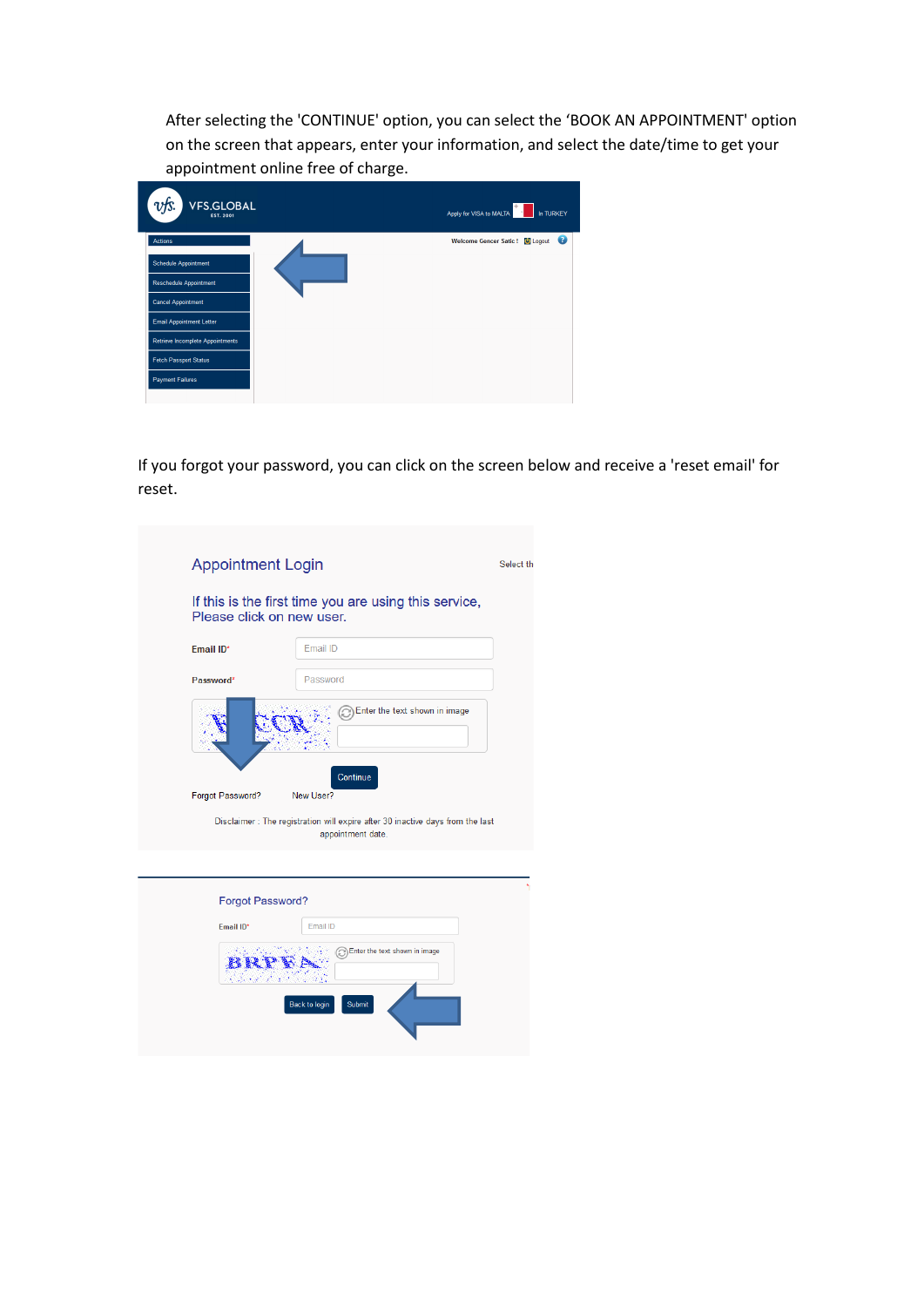After selecting the 'CONTINUE' option, you can select the 'BOOK AN APPOINTMENT' option on the screen that appears, enter your information, and select the date/time to get your appointment online free of charge.

VFS.GLOBAL

EST. 2001

Apply for VISA to MALTA In TURKEY

Actions

Welcome Gencer Satic ! Logout

Schedule Appointment

Reschedule Appointment

Cancel Appointment

Email Appointment Letter

Retrieve Incomplete Appointments

Fetch Passport Status

Payment Failures

If you forgot your password, you can click on the screen below and receive a 'reset email' for reset.

Appointment Login

If this is the first time you are using this service, Please click on new user.

Email ID*

Password*

Enter the text shown in image

Continue

Forgot Password? New User?

Disclaimer : The registration will expire after 30 inactive days from the last appointment date.

Forgot Password?

Email ID*

Enter the text shown in image

Back to login Submit